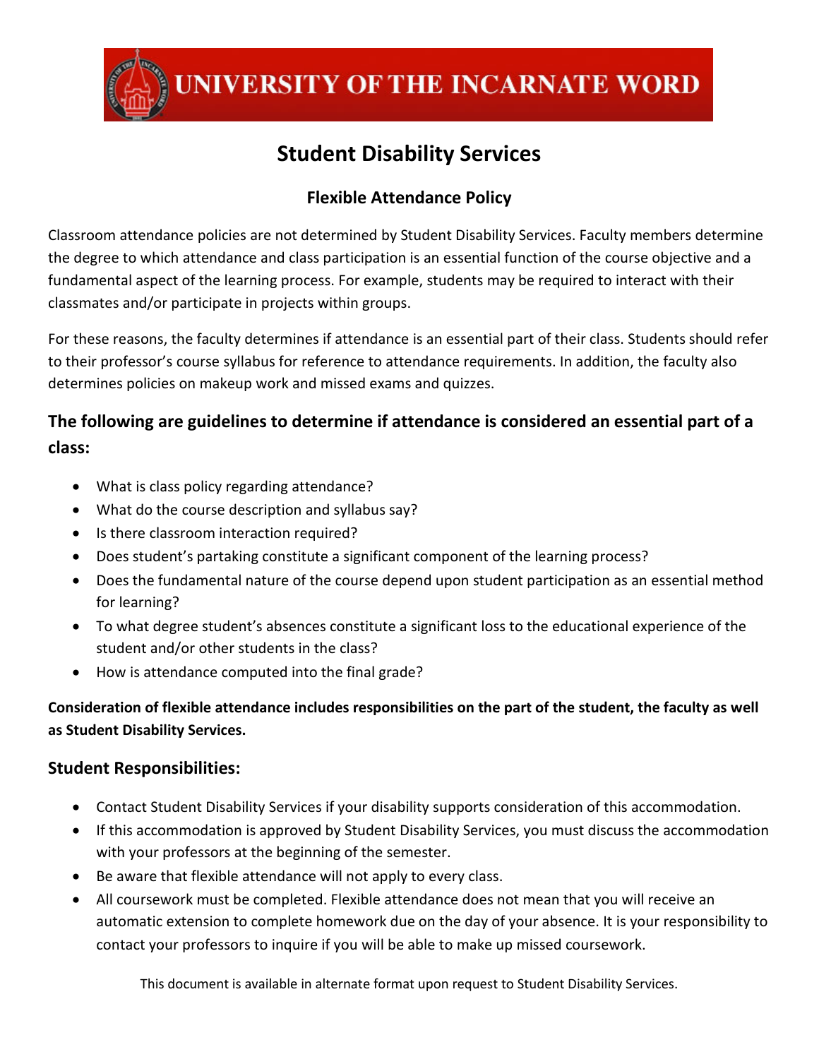UNIVERSITY OF THE INCARNATE WORD

# Student Disability Services

## Flexible Attendance Policy

Classroom attendance policies are not determined by Student Disability Services. Faculty members determine the degree to which attendance and class participation is an essential function of the course objective and a fundamental aspect of the learning process. For example, students may be required to interact with their classmates and/or participate in projects within groups.

For these reasons, the faculty determines if attendance is an essential part of their class. Students should refer to their professor's course syllabus for reference to attendance requirements. In addition, the faculty also determines policies on makeup work and missed exams and quizzes.

### The following are guidelines to determine if attendance is considered an essential part of a class:

- What is class policy regarding attendance?
- What do the course description and syllabus say?
- Is there classroom interaction required?
- Does student's partaking constitute a significant component of the learning process?
- Does the fundamental nature of the course depend upon student participation as an essential method for learning?
- To what degree student's absences constitute a significant loss to the educational experience of the student and/or other students in the class?
- How is attendance computed into the final grade?

**Consideration of flexible attendance includes responsibilities on the part of the student, the faculty as well as Student Disability Services.**

### Student Responsibilities:

- Contact Student Disability Services if your disability supports consideration of this accommodation.
- If this accommodation is approved by Student Disability Services, you must discuss the accommodation with your professors at the beginning of the semester.
- Be aware that flexible attendance will not apply to every class.
- All coursework must be completed. Flexible attendance does not mean that you will receive an automatic extension to complete homework due on the day of your absence. It is your responsibility to contact your professors to inquire if you will be able to make up missed coursework.

This document is available in alternate format upon request to Student Disability Services.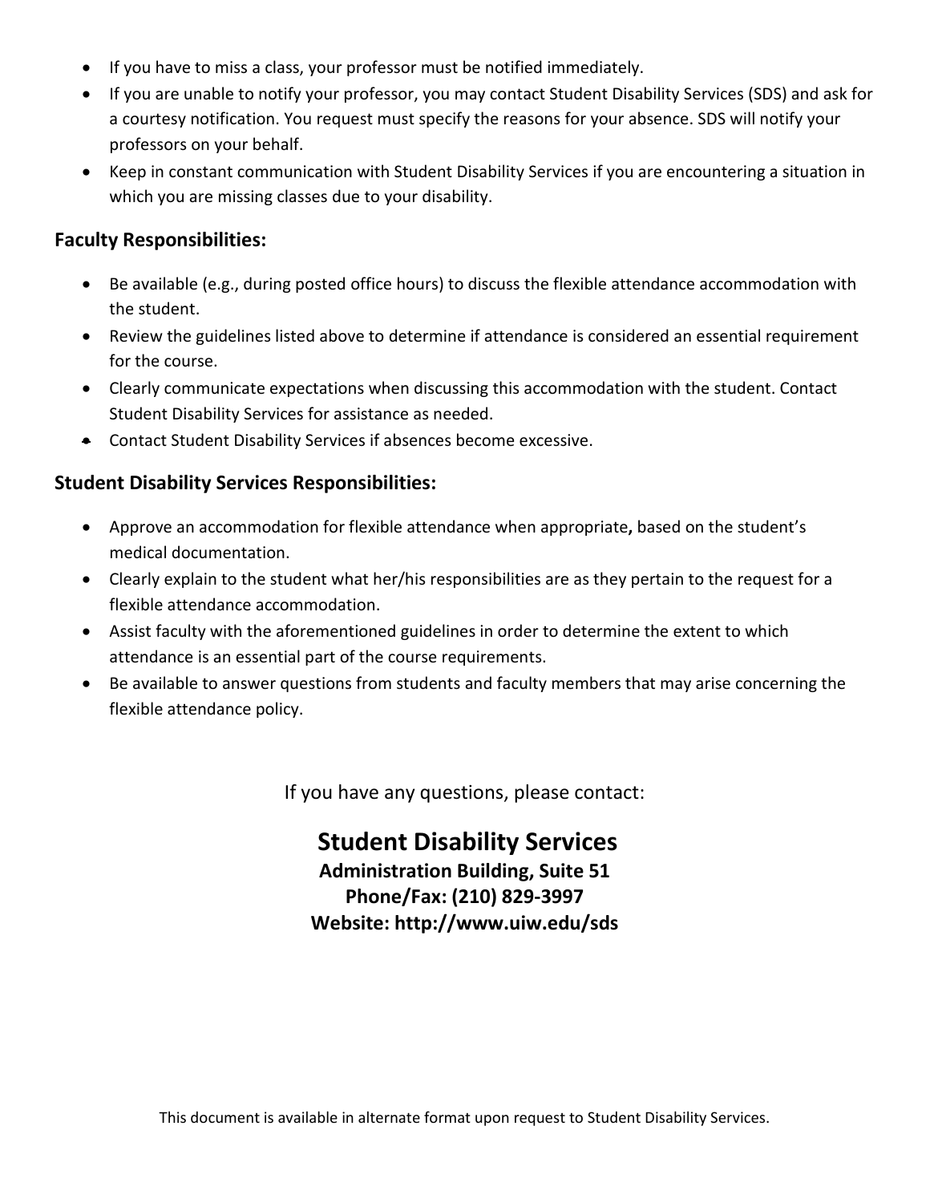- If you have to miss a class, your professor must be notified immediately.
- If you are unable to notify your professor, you may contact Student Disability Services (SDS) and ask for a courtesy notification. You request must specify the reasons for your absence. SDS will notify your professors on your behalf.
- Keep in constant communication with Student Disability Services if you are encountering a situation in which you are missing classes due to your disability.

### Faculty Responsibilities:

- Be available (e.g., during posted office hours) to discuss the flexible attendance accommodation with the student.
- Review the guidelines listed above to determine if attendance is considered an essential requirement for the course.
- Clearly communicate expectations when discussing this accommodation with the student. Contact Student Disability Services for assistance as needed.
- Contact Student Disability Services if absences become excessive.

### Student Disability Services Responsibilities:

- Approve an accommodation for flexible attendance when appropriate**,** based on the student's medical documentation.
- Clearly explain to the student what her/his responsibilities are as they pertain to the request for a flexible attendance accommodation.
- Assist faculty with the aforementioned guidelines in order to determine the extent to which attendance is an essential part of the course requirements.
- Be available to answer questions from students and faculty members that may arise concerning the flexible attendance policy.

If you have any questions, please contact:

**Student Disability Services**
**Administration Building, Suite 51**
**Phone/Fax: (210) 829-3997**
**Website: http://www.uiw.edu/sds**

This document is available in alternate format upon request to Student Disability Services.